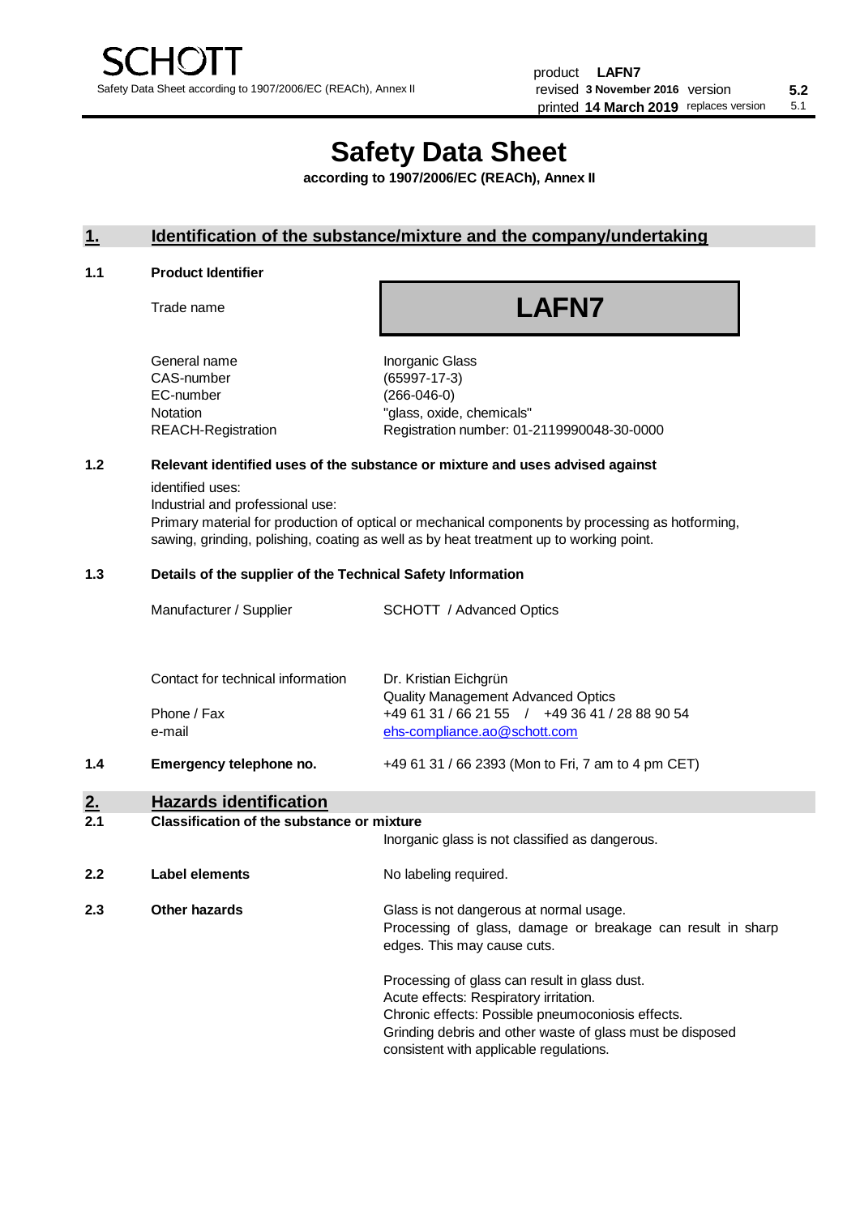# Safety Data Sheet

**according to 1907/2006/EC (REACh), Annex II**

## 1. Identification of the substance/mixture and the company/undertaking

### 1.1 Product Identifier

| | |
|---|---|
| Trade name | **LAFN7** |
| General name | Inorganic Glass |
| CAS-number | (65997-17-3) |
| EC-number | (266-046-0) |
| Notation | "glass, oxide, chemicals" |
| REACH-Registration | Registration number: 01-2119990048-30-0000 |

### 1.2 Relevant identified uses of the substance or mixture and uses advised against

identified uses:
Industrial and professional use:
Primary material for production of optical or mechanical components by processing as hotforming, sawing, grinding, polishing, coating as well as by heat treatment up to working point.

### 1.3 Details of the supplier of the Technical Safety Information

| | |
|---|---|
| Manufacturer / Supplier | SCHOTT / Advanced Optics |
| Contact for technical information | Dr. Kristian Eichgrün<br>Quality Management Advanced Optics |
| Phone / Fax | +49 61 31 / 66 21 55 / +49 36 41 / 28 88 90 54 |
| e-mail | ehs-compliance.ao@schott.com |

### 1.4 Emergency telephone no.

+49 61 31 / 66 2393 (Mon to Fri, 7 am to 4 pm CET)

## 2. Hazards identification

### 2.1 Classification of the substance or mixture

Inorganic glass is not classified as dangerous.

### 2.2 Label elements

No labeling required.

### 2.3 Other hazards

Glass is not dangerous at normal usage.
Processing of glass, damage or breakage can result in sharp edges. This may cause cuts.

Processing of glass can result in glass dust.
Acute effects: Respiratory irritation.
Chronic effects: Possible pneumoconiosis effects.
Grinding debris and other waste of glass must be disposed consistent with applicable regulations.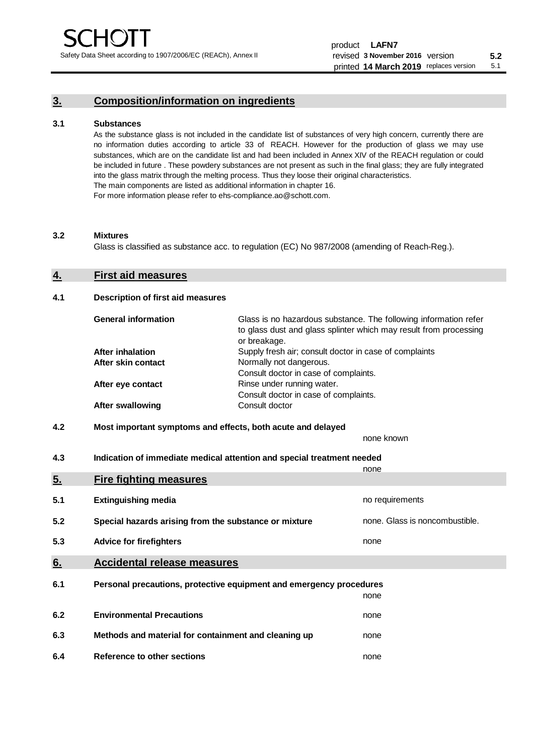## 3. Composition/information on ingredients

### 3.1 Substances

As the substance glass is not included in the candidate list of substances of very high concern, currently there are no information duties according to article 33 of REACH. However for the production of glass we may use substances, which are on the candidate list and had been included in Annex XIV of the REACH regulation or could be included in future . These powdery substances are not present as such in the final glass; they are fully integrated into the glass matrix through the melting process. Thus they loose their original characteristics.
The main components are listed as additional information in chapter 16.
For more information please refer to ehs-compliance.ao@schott.com.

### 3.2 Mixtures

Glass is classified as substance acc. to regulation (EC) No 987/2008 (amending of Reach-Reg.).

## 4. First aid measures

### 4.1 Description of first aid measures

| | |
|---|---|
| **General information** | Glass is no hazardous substance. The following information refer to glass dust and glass splinter which may result from processing or breakage. |
| **After inhalation** | Supply fresh air; consult doctor in case of complaints |
| **After skin contact** | Normally not dangerous. Consult doctor in case of complaints. |
| **After eye contact** | Rinse under running water. Consult doctor in case of complaints. |
| **After swallowing** | Consult doctor |

### 4.2 Most important symptoms and effects, both acute and delayed

none known

### 4.3 Indication of immediate medical attention and special treatment needed

none

## 5. Fire fighting measures

| | | |
|---|---|---|
| **5.1** | **Extinguishing media** | no requirements |
| **5.2** | **Special hazards arising from the substance or mixture** | none. Glass is noncombustible. |
| **5.3** | **Advice for firefighters** | none |

## 6. Accidental release measures

| | | |
|---|---|---|
| **6.1** | **Personal precautions, protective equipment and emergency procedures** | none |
| **6.2** | **Environmental Precautions** | none |
| **6.3** | **Methods and material for containment and cleaning up** | none |
| **6.4** | **Reference to other sections** | none |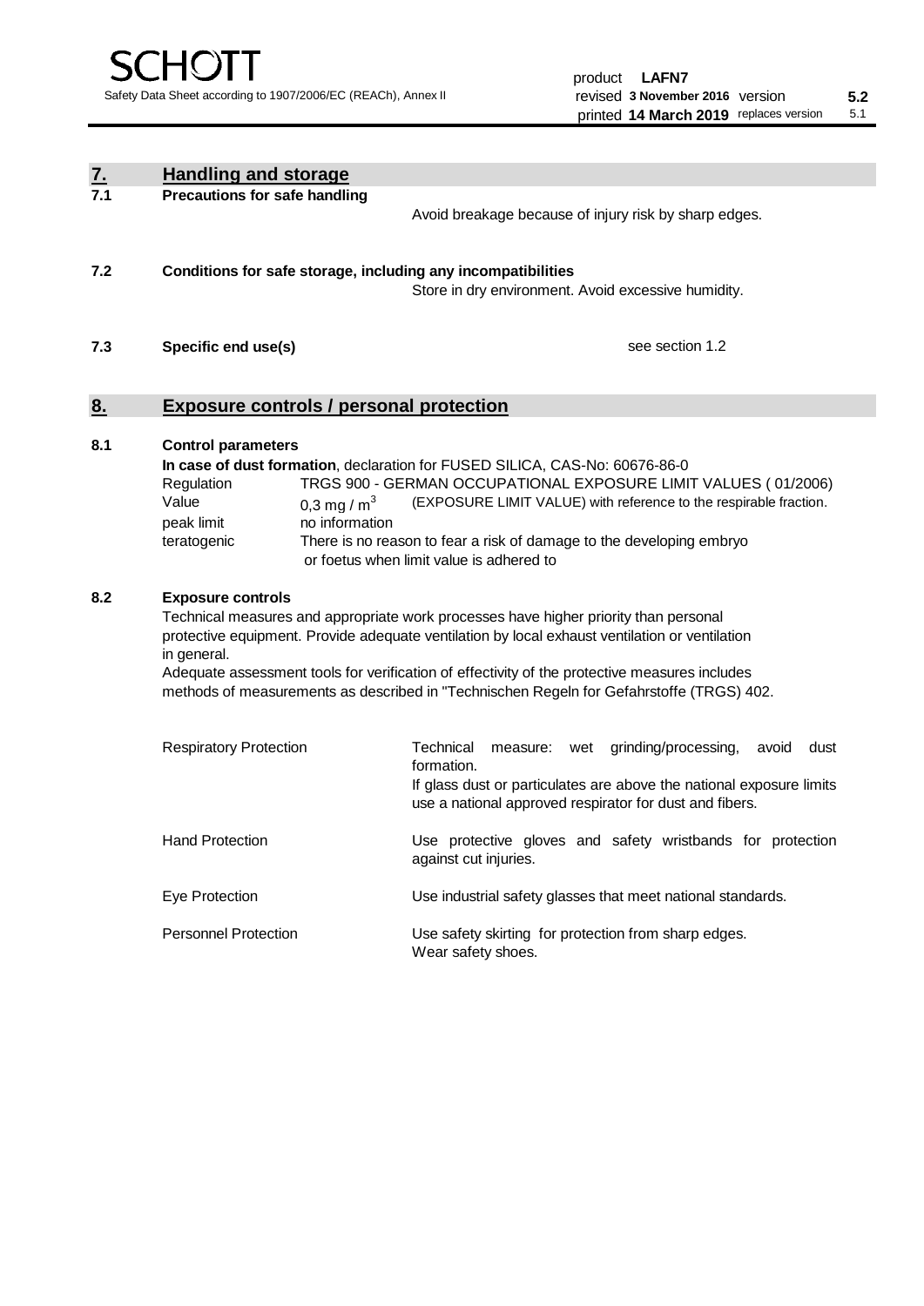## 7. Handling and storage

### 7.1 Precautions for safe handling

Avoid breakage because of injury risk by sharp edges.

### 7.2 Conditions for safe storage, including any incompatibilities

Store in dry environment. Avoid excessive humidity.

### 7.3 Specific end use(s)

see section 1.2

## 8. Exposure controls / personal protection

### 8.1 Control parameters

**In case of dust formation**, declaration for FUSED SILICA, CAS-No: 60676-86-0

| | | |
|---|---|---|
| Regulation | TRGS 900 - GERMAN OCCUPATIONAL EXPOSURE LIMIT VALUES ( 01/2006) | |
| Value | 0,3 mg / $m^3$ | (EXPOSURE LIMIT VALUE) with reference to the respirable fraction. |
| peak limit | no information | |
| teratogenic | There is no reason to fear a risk of damage to the developing embryo or foetus when limit value is adhered to | |

### 8.2 Exposure controls

Technical measures and appropriate work processes have higher priority than personal protective equipment. Provide adequate ventilation by local exhaust ventilation or ventilation in general.

Adequate assessment tools for verification of effectivity of the protective measures includes methods of measurements as described in "Technischen Regeln for Gefahrstoffe (TRGS) 402.

| | |
|---|---|
| Respiratory Protection | Technical measure: wet grinding/processing, avoid dust formation. If glass dust or particulates are above the national exposure limits use a national approved respirator for dust and fibers. |
| Hand Protection | Use protective gloves and safety wristbands for protection against cut injuries. |
| Eye Protection | Use industrial safety glasses that meet national standards. |
| Personnel Protection | Use safety skirting for protection from sharp edges. Wear safety shoes. |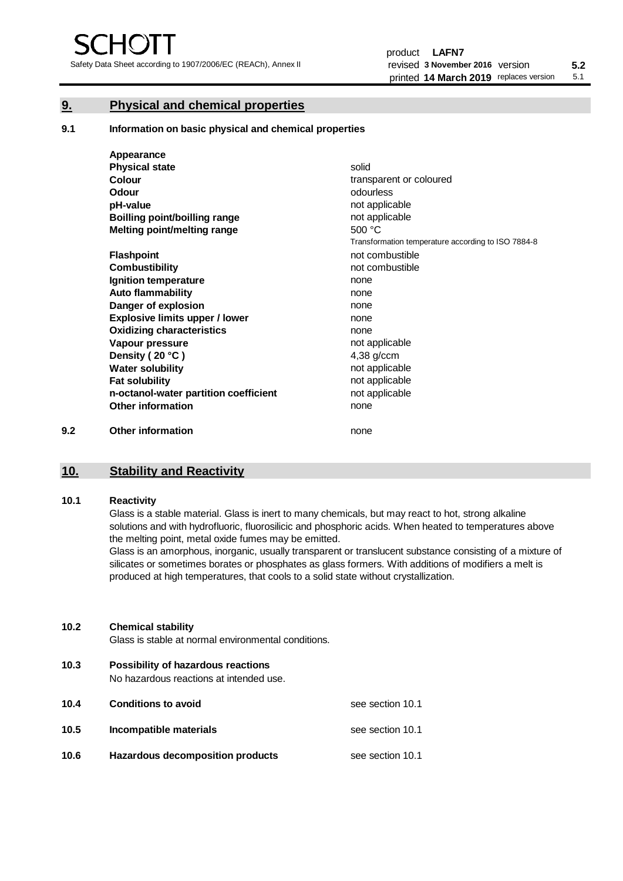## 9. Physical and chemical properties

### 9.1 Information on basic physical and chemical properties

| | |
|---|---|
| **Appearance** | |
| **Physical state** | solid |
| **Colour** | transparent or coloured |
| **Odour** | odourless |
| **pH-value** | not applicable |
| **Boilling point/boilling range** | not applicable |
| **Melting point/melting range** | 500 °C<br>Transformation temperature according to ISO 7884-8 |
| **Flashpoint** | not combustible |
| **Combustibility** | not combustible |
| **Ignition temperature** | none |
| **Auto flammability** | none |
| **Danger of explosion** | none |
| **Explosive limits upper / lower** | none |
| **Oxidizing characteristics** | none |
| **Vapour pressure** | not applicable |
| **Density ( 20 °C )** | 4,38 g/ccm |
| **Water solubility** | not applicable |
| **Fat solubility** | not applicable |
| **n-octanol-water partition coefficient** | not applicable |
| **Other information** | none |

### 9.2 Other information

none

## 10. Stability and Reactivity

### 10.1 Reactivity

Glass is a stable material. Glass is inert to many chemicals, but may react to hot, strong alkaline solutions and with hydrofluoric, fluorosilicic and phosphoric acids. When heated to temperatures above the melting point, metal oxide fumes may be emitted.
Glass is an amorphous, inorganic, usually transparent or translucent substance consisting of a mixture of silicates or sometimes borates or phosphates as glass formers. With additions of modifiers a melt is produced at high temperatures, that cools to a solid state without crystallization.

### 10.2 Chemical stability

Glass is stable at normal environmental conditions.

### 10.3 Possibility of hazardous reactions

No hazardous reactions at intended use.

### 10.4 Conditions to avoid

see section 10.1

### 10.5 Incompatible materials

see section 10.1

### 10.6 Hazardous decomposition products

see section 10.1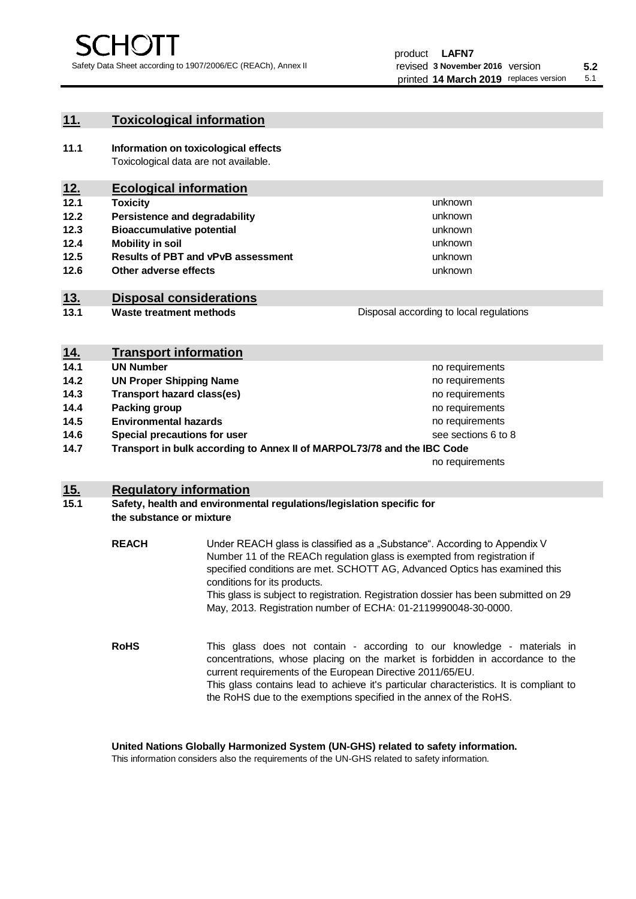## 11. Toxicological information

**11.1 Information on toxicological effects**
Toxicological data are not available.

## 12. Ecological information

| | | |
|---|---|---|
| **12.1** | **Toxicity** | unknown |
| **12.2** | **Persistence and degradability** | unknown |
| **12.3** | **Bioaccumulative potential** | unknown |
| **12.4** | **Mobility in soil** | unknown |
| **12.5** | **Results of PBT and vPvB assessment** | unknown |
| **12.6** | **Other adverse effects** | unknown |

## 13. Disposal considerations

| | | |
|---|---|---|
| **13.1** | **Waste treatment methods** | Disposal according to local regulations |

## 14. Transport information

| | | |
|---|---|---|
| **14.1** | **UN Number** | no requirements |
| **14.2** | **UN Proper Shipping Name** | no requirements |
| **14.3** | **Transport hazard class(es)** | no requirements |
| **14.4** | **Packing group** | no requirements |
| **14.5** | **Environmental hazards** | no requirements |
| **14.6** | **Special precautions for user** | see sections 6 to 8 |
| **14.7** | **Transport in bulk according to Annex II of MARPOL73/78 and the IBC Code** | no requirements |

## 15. Regulatory information

**15.1 Safety, health and environmental regulations/legislation specific for the substance or mixture**

**REACH**

Under REACH glass is classified as a „Substance". According to Appendix V Number 11 of the REACh regulation glass is exempted from registration if specified conditions are met. SCHOTT AG, Advanced Optics has examined this conditions for its products.
This glass is subject to registration. Registration dossier has been submitted on 29 May, 2013. Registration number of ECHA: 01-2119990048-30-0000.

**RoHS**

This glass does not contain - according to our knowledge - materials in concentrations, whose placing on the market is forbidden in accordance to the current requirements of the European Directive 2011/65/EU.
This glass contains lead to achieve it's particular characteristics. It is compliant to the RoHS due to the exemptions specified in the annex of the RoHS.

**United Nations Globally Harmonized System (UN-GHS) related to safety information.**
This information considers also the requirements of the UN-GHS related to safety information.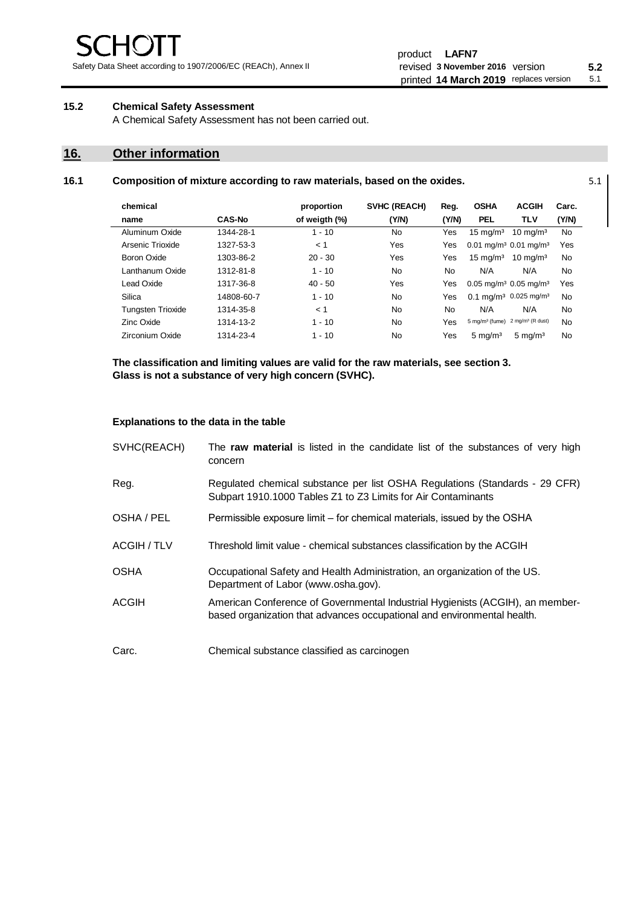### 15.2 Chemical Safety Assessment

A Chemical Safety Assessment has not been carried out.

## 16. Other information

### 16.1 Composition of mixture according to raw materials, based on the oxides.

5.1

| chemical name | CAS-No | proportion of weigth (%) | SVHC (REACH) (Y/N) | Reg. (Y/N) | OSHA PEL | ACGIH TLV | Carc. (Y/N) |
|---|---|---|---|---|---|---|---|
| Aluminum Oxide | 1344-28-1 | 1 - 10 | No | Yes | 15 mg/m³ | 10 mg/m³ | No |
| Arsenic Trioxide | 1327-53-3 | < 1 | Yes | Yes | 0.01 mg/m³ | 0.01 mg/m³ | Yes |
| Boron Oxide | 1303-86-2 | 20 - 30 | Yes | Yes | 15 mg/m³ | 10 mg/m³ | No |
| Lanthanum Oxide | 1312-81-8 | 1 - 10 | No | No | N/A | N/A | No |
| Lead Oxide | 1317-36-8 | 40 - 50 | Yes | Yes | 0.05 mg/m³ | 0.05 mg/m³ | Yes |
| Silica | 14808-60-7 | 1 - 10 | No | Yes | 0.1 mg/m³ | 0.025 mg/m³ | No |
| Tungsten Trioxide | 1314-35-8 | < 1 | No | No | N/A | N/A | No |
| Zinc Oxide | 1314-13-2 | 1 - 10 | No | Yes | 5 mg/m³ (fume) | 2 mg/m³ (R dust) | No |
| Zirconium Oxide | 1314-23-4 | 1 - 10 | No | Yes | 5 mg/m³ | 5 mg/m³ | No |

**The classification and limiting values are valid for the raw materials, see section 3.**
**Glass is not a substance of very high concern (SVHC).**

**Explanations to the data in the table**

| | |
|---|---|
| SVHC(REACH) | The **raw material** is listed in the candidate list of the substances of very high concern |
| Reg. | Regulated chemical substance per list OSHA Regulations (Standards - 29 CFR) Subpart 1910.1000 Tables Z1 to Z3 Limits for Air Contaminants |
| OSHA / PEL | Permissible exposure limit – for chemical materials, issued by the OSHA |
| ACGIH / TLV | Threshold limit value - chemical substances classification by the ACGIH |
| OSHA | Occupational Safety and Health Administration, an organization of the US. Department of Labor (www.osha.gov). |
| ACGIH | American Conference of Governmental Industrial Hygienists (ACGIH), an member-based organization that advances occupational and environmental health. |
| Carc. | Chemical substance classified as carcinogen |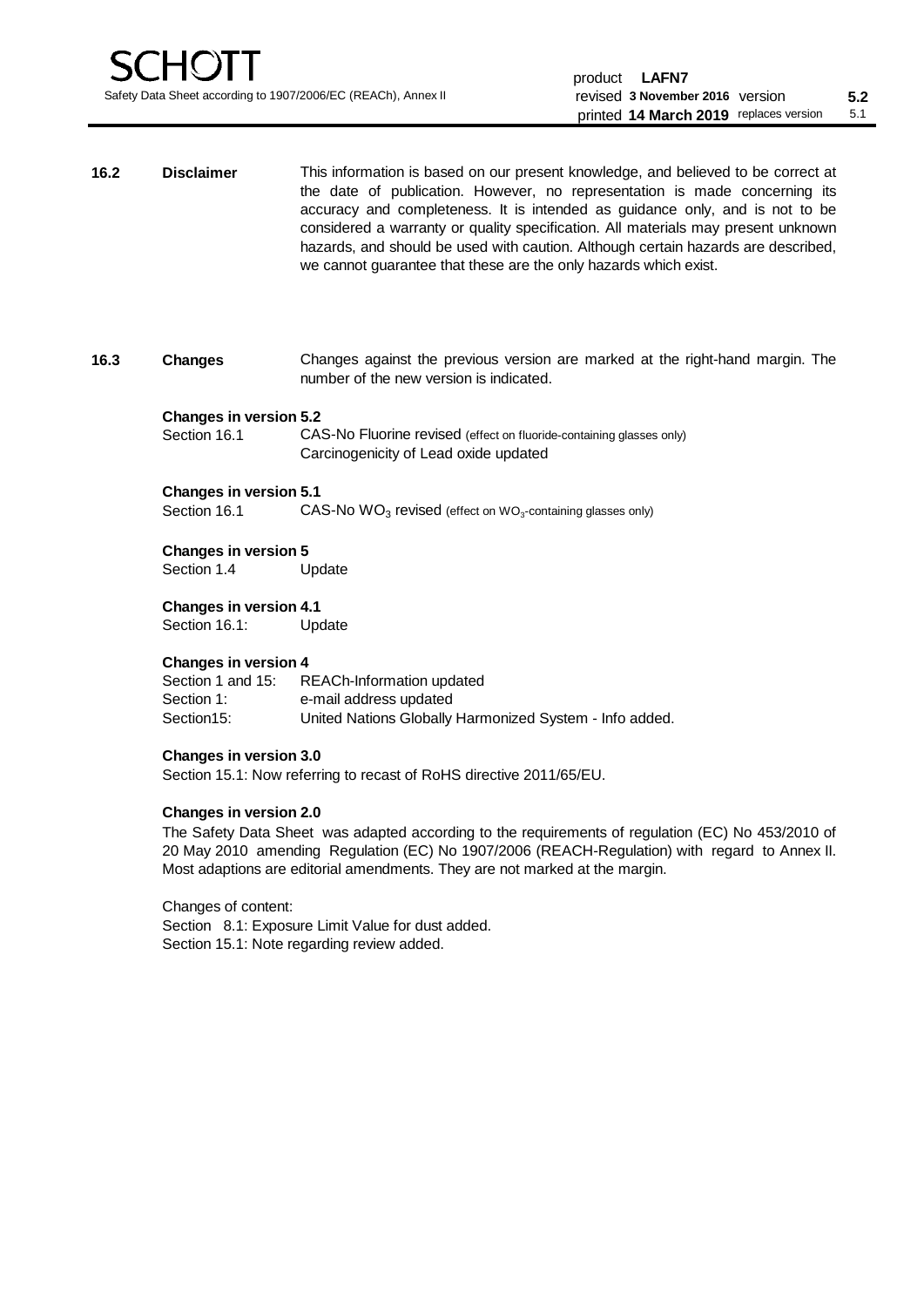**16.2 Disclaimer**

This information is based on our present knowledge, and believed to be correct at the date of publication. However, no representation is made concerning its accuracy and completeness. It is intended as guidance only, and is not to be considered a warranty or quality specification. All materials may present unknown hazards, and should be used with caution. Although certain hazards are described, we cannot guarantee that these are the only hazards which exist.

**16.3 Changes**

Changes against the previous version are marked at the right-hand margin. The number of the new version is indicated.

**Changes in version 5.2**

Section 16.1 CAS-No Fluorine revised (effect on fluoride-containing glasses only)
Carcinogenicity of Lead oxide updated

**Changes in version 5.1**

Section 16.1 CAS-No $WO_3$ revised (effect on $WO_3$-containing glasses only)

**Changes in version 5**

Section 1.4 Update

**Changes in version 4.1**

Section 16.1: Update

**Changes in version 4**

Section 1 and 15: REACh-Information updated
Section 1: e-mail address updated
Section15: United Nations Globally Harmonized System - Info added.

**Changes in version 3.0**

Section 15.1: Now referring to recast of RoHS directive 2011/65/EU.

**Changes in version 2.0**

The Safety Data Sheet was adapted according to the requirements of regulation (EC) No 453/2010 of 20 May 2010 amending Regulation (EC) No 1907/2006 (REACH-Regulation) with regard to Annex II. Most adaptions are editorial amendments. They are not marked at the margin.

Changes of content:
Section 8.1: Exposure Limit Value for dust added.
Section 15.1: Note regarding review added.